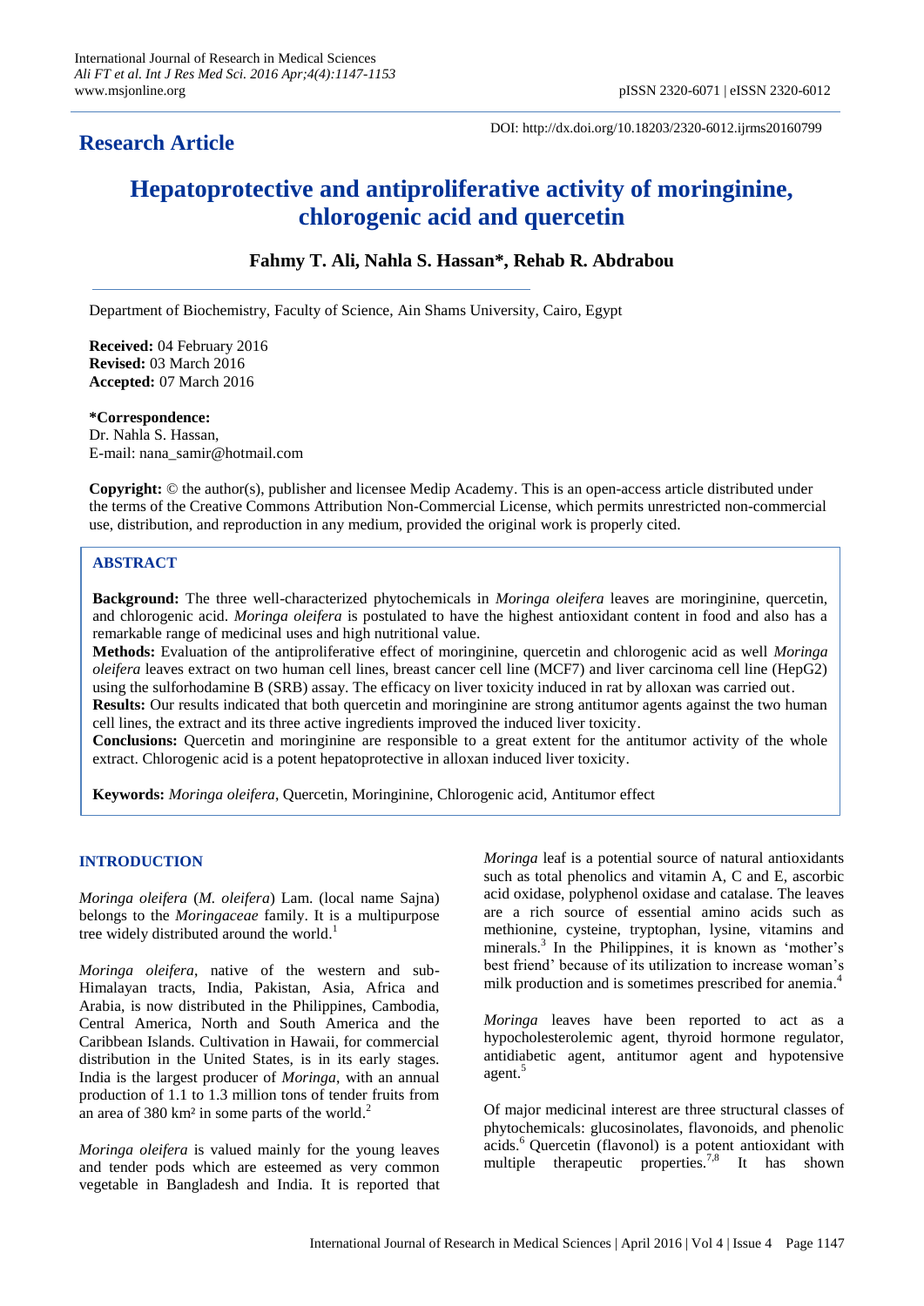**Research Article**

DOI: http://dx.doi.org/10.18203/2320-6012.ijrms20160799

# Hepatoprotective and antiproliferative activity of moringinine, chlorogenic acid and quercetin

**Fahmy T. Ali, Nahla S. Hassan\*, Rehab R. Abdrabou**

Department of Biochemistry, Faculty of Science, Ain Shams University, Cairo, Egypt

**Received:** 04 February 2016
**Revised:** 03 March 2016
**Accepted:** 07 March 2016

**\*Correspondence:**
Dr. Nahla S. Hassan,
E-mail: nana_samir@hotmail.com

**Copyright:** © the author(s), publisher and licensee Medip Academy. This is an open-access article distributed under the terms of the Creative Commons Attribution Non-Commercial License, which permits unrestricted non-commercial use, distribution, and reproduction in any medium, provided the original work is properly cited.

## ABSTRACT

**Background:** The three well-characterized phytochemicals in *Moringa oleifera* leaves are moringinine, quercetin, and chlorogenic acid. *Moringa oleifera* is postulated to have the highest antioxidant content in food and also has a remarkable range of medicinal uses and high nutritional value.

**Methods:** Evaluation of the antiproliferative effect of moringinine, quercetin and chlorogenic acid as well *Moringa oleifera* leaves extract on two human cell lines, breast cancer cell line (MCF7) and liver carcinoma cell line (HepG2) using the sulforhodamine B (SRB) assay. The efficacy on liver toxicity induced in rat by alloxan was carried out.

**Results:** Our results indicated that both quercetin and moringinine are strong antitumor agents against the two human cell lines, the extract and its three active ingredients improved the induced liver toxicity.

**Conclusions:** Quercetin and moringinine are responsible to a great extent for the antitumor activity of the whole extract. Chlorogenic acid is a potent hepatoprotective in alloxan induced liver toxicity.

**Keywords:** *Moringa oleifera*, Quercetin, Moringinine, Chlorogenic acid, Antitumor effect

## INTRODUCTION

*Moringa oleifera* (*M. oleifera*) Lam. (local name Sajna) belongs to the *Moringaceae* family. It is a multipurpose tree widely distributed around the world.[1]

*Moringa oleifera*, native of the western and sub-Himalayan tracts, India, Pakistan, Asia, Africa and Arabia, is now distributed in the Philippines, Cambodia, Central America, North and South America and the Caribbean Islands. Cultivation in Hawaii, for commercial distribution in the United States, is in its early stages. India is the largest producer of *Moringa*, with an annual production of 1.1 to 1.3 million tons of tender fruits from an area of 380 km² in some parts of the world.[2]

*Moringa oleifera* is valued mainly for the young leaves and tender pods which are esteemed as very common vegetable in Bangladesh and India. It is reported that *Moringa* leaf is a potential source of natural antioxidants such as total phenolics and vitamin A, C and E, ascorbic acid oxidase, polyphenol oxidase and catalase. The leaves are a rich source of essential amino acids such as methionine, cysteine, tryptophan, lysine, vitamins and minerals.[3] In the Philippines, it is known as 'mother's best friend' because of its utilization to increase woman's milk production and is sometimes prescribed for anemia.[4]

*Moringa* leaves have been reported to act as a hypocholesterolemic agent, thyroid hormone regulator, antidiabetic agent, antitumor agent and hypotensive agent.[5]

Of major medicinal interest are three structural classes of phytochemicals: glucosinolates, flavonoids, and phenolic acids.[6] Quercetin (flavonol) is a potent antioxidant with multiple therapeutic properties.[7,8] It has shown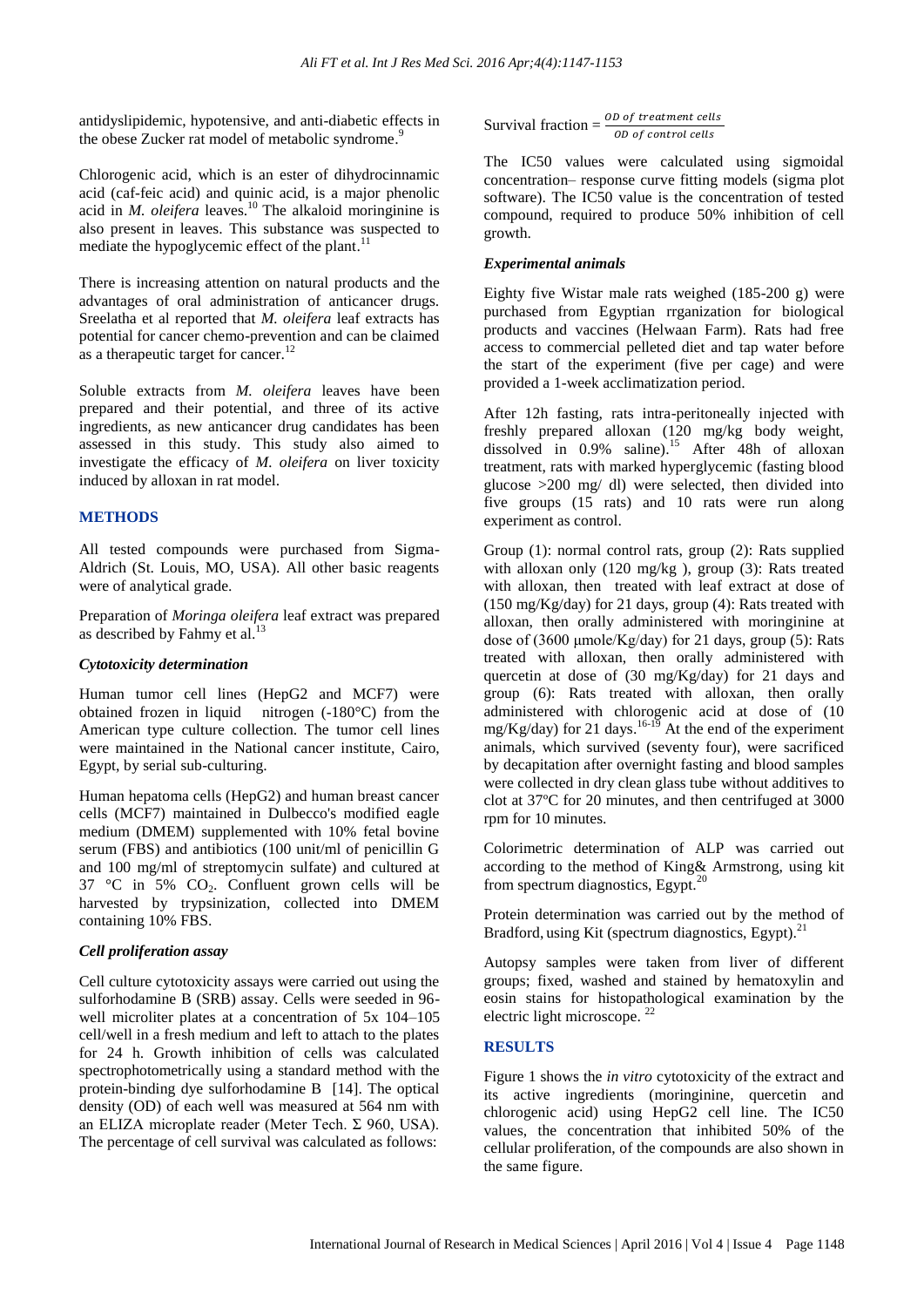antidyslipidemic, hypotensive, and anti-diabetic effects in the obese Zucker rat model of metabolic syndrome.[9]

Chlorogenic acid, which is an ester of dihydrocinnamic acid (caf-feic acid) and quinic acid, is a major phenolic acid in *M. oleifera* leaves.[10] The alkaloid moringinine is also present in leaves. This substance was suspected to mediate the hypoglycemic effect of the plant.[11]

There is increasing attention on natural products and the advantages of oral administration of anticancer drugs. Sreelatha et al reported that *M. oleifera* leaf extracts has potential for cancer chemo-prevention and can be claimed as a therapeutic target for cancer.[12]

Soluble extracts from *M. oleifera* leaves have been prepared and their potential, and three of its active ingredients, as new anticancer drug candidates has been assessed in this study. This study also aimed to investigate the efficacy of *M. oleifera* on liver toxicity induced by alloxan in rat model.

## METHODS

All tested compounds were purchased from Sigma-Aldrich (St. Louis, MO, USA). All other basic reagents were of analytical grade.

Preparation of *Moringa oleifera* leaf extract was prepared as described by Fahmy et al.[13]

### *Cytotoxicity determination*

Human tumor cell lines (HepG2 and MCF7) were obtained frozen in liquid nitrogen (-180°C) from the American type culture collection. The tumor cell lines were maintained in the National cancer institute, Cairo, Egypt, by serial sub-culturing.

Human hepatoma cells (HepG2) and human breast cancer cells (MCF7) maintained in Dulbecco's modified eagle medium (DMEM) supplemented with 10% fetal bovine serum (FBS) and antibiotics (100 unit/ml of penicillin G and 100 mg/ml of streptomycin sulfate) and cultured at 37 °C in 5% $CO_2$. Confluent grown cells will be harvested by trypsinization, collected into DMEM containing 10% FBS.

### *Cell proliferation assay*

Cell culture cytotoxicity assays were carried out using the sulforhodamine B (SRB) assay. Cells were seeded in 96-well microliter plates at a concentration of 5x 104–105 cell/well in a fresh medium and left to attach to the plates for 24 h. Growth inhibition of cells was calculated spectrophotometrically using a standard method with the protein-binding dye sulforhodamine B [14]. The optical density (OD) of each well was measured at 564 nm with an ELIZA microplate reader (Meter Tech. Σ 960, USA). The percentage of cell survival was calculated as follows:

$$\text{Survival fraction} = \frac{OD\ of\ treatment\ cells}{OD\ of\ control\ cells}$$

The IC50 values were calculated using sigmoidal concentration– response curve fitting models (sigma plot software). The IC50 value is the concentration of tested compound, required to produce 50% inhibition of cell growth.

### *Experimental animals*

Eighty five Wistar male rats weighed (185-200 g) were purchased from Egyptian rrganization for biological products and vaccines (Helwaan Farm). Rats had free access to commercial pelleted diet and tap water before the start of the experiment (five per cage) and were provided a 1-week acclimatization period.

After 12h fasting, rats intra-peritoneally injected with freshly prepared alloxan (120 mg/kg body weight, dissolved in 0.9% saline).[15] After 48h of alloxan treatment, rats with marked hyperglycemic (fasting blood glucose >200 mg/ dl) were selected, then divided into five groups (15 rats) and 10 rats were run along experiment as control.

Group (1): normal control rats, group (2): Rats supplied with alloxan only (120 mg/kg ), group (3): Rats treated with alloxan, then treated with leaf extract at dose of (150 mg/Kg/day) for 21 days, group (4): Rats treated with alloxan, then orally administered with moringinine at dose of (3600 µmole/Kg/day) for 21 days, group (5): Rats treated with alloxan, then orally administered with quercetin at dose of (30 mg/Kg/day) for 21 days and group (6): Rats treated with alloxan, then orally administered with chlorogenic acid at dose of (10 mg/Kg/day) for 21 days.[16-19] At the end of the experiment animals, which survived (seventy four), were sacrificed by decapitation after overnight fasting and blood samples were collected in dry clean glass tube without additives to clot at 37ºC for 20 minutes, and then centrifuged at 3000 rpm for 10 minutes.

Colorimetric determination of ALP was carried out according to the method of King& Armstrong, using kit from spectrum diagnostics, Egypt.[20]

Protein determination was carried out by the method of Bradford, using Kit (spectrum diagnostics, Egypt).[21]

Autopsy samples were taken from liver of different groups; fixed, washed and stained by hematoxylin and eosin stains for histopathological examination by the electric light microscope.[22]

## RESULTS

Figure 1 shows the *in vitro* cytotoxicity of the extract and its active ingredients (moringinine, quercetin and chlorogenic acid) using HepG2 cell line. The IC50 values, the concentration that inhibited 50% of the cellular proliferation, of the compounds are also shown in the same figure.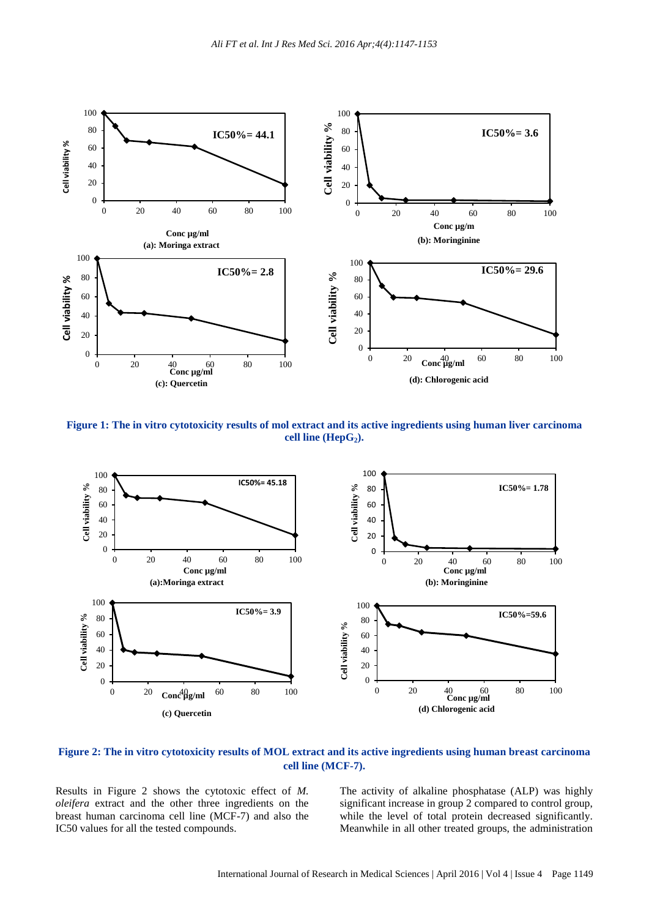Figure 1: The in vitro cytotoxicity results of mol extract and its active ingredients using human liver carcinoma cell line ($HepG_2$).

Figure 2: The in vitro cytotoxicity results of MOL extract and its active ingredients using human breast carcinoma cell line (MCF-7).

Results in Figure 2 shows the cytotoxic effect of *M. oleifera* extract and the other three ingredients on the breast human carcinoma cell line (MCF-7) and also the IC50 values for all the tested compounds.

The activity of alkaline phosphatase (ALP) was highly significant increase in group 2 compared to control group, while the level of total protein decreased significantly. Meanwhile in all other treated groups, the administration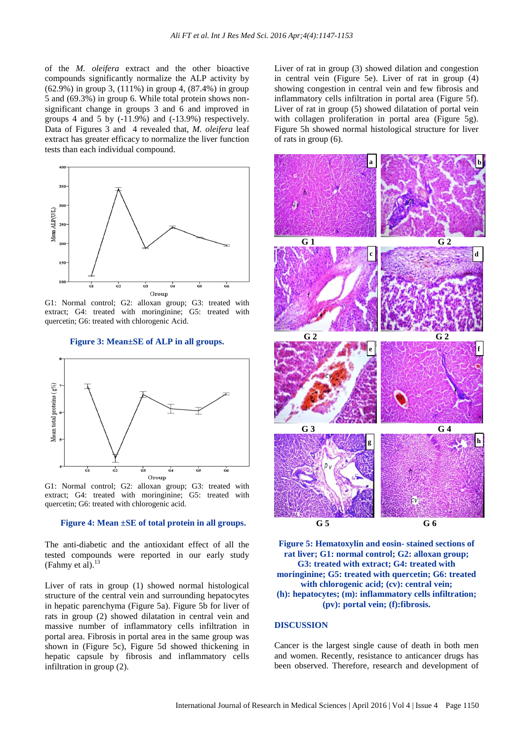of the *M. oleifera* extract and the other bioactive compounds significantly normalize the ALP activity by (62.9%) in group 3, (111%) in group 4, (87.4%) in group 5 and (69.3%) in group 6. While total protein shows non-significant change in groups 3 and 6 and improved in groups 4 and 5 by (-11.9%) and (-13.9%) respectively. Data of Figures 3 and 4 revealed that, *M. oleifera* leaf extract has greater efficacy to normalize the liver function tests than each individual compound.

G1: Normal control; G2: alloxan group; G3: treated with extract; G4: treated with moringinine; G5: treated with quercetin; G6: treated with chlorogenic Acid.

**Figure 3: Mean±SE of ALP in all groups.**

G1: Normal control; G2: alloxan group; G3: treated with extract; G4: treated with moringinine; G5: treated with quercetin; G6: treated with chlorogenic acid.

**Figure 4: Mean ±SE of total protein in all groups.**

The anti-diabetic and the antioxidant effect of all the tested compounds were reported in our early study (Fahmy et al).[13]

Liver of rats in group (1) showed normal histological structure of the central vein and surrounding hepatocytes in hepatic parenchyma (Figure 5a). Figure 5b for liver of rats in group (2) showed dilatation in central vein and massive number of inflammatory cells infiltration in portal area. Fibrosis in portal area in the same group was shown in (Figure 5c), Figure 5d showed thickening in hepatic capsule by fibrosis and inflammatory cells infiltration in group (2).

Liver of rat in group (3) showed dilation and congestion in central vein (Figure 5e). Liver of rat in group (4) showing congestion in central vein and few fibrosis and inflammatory cells infiltration in portal area (Figure 5f). Liver of rat in group (5) showed dilatation of portal vein with collagen proliferation in portal area (Figure 5g). Figure 5h showed normal histological structure for liver of rats in group (6).

**Figure 5: Hematoxylin and eosin- stained sections of rat liver; G1: normal control; G2: alloxan group; G3: treated with extract; G4: treated with moringinine; G5: treated with quercetin; G6: treated with chlorogenic acid; (cv): central vein; (h): hepatocytes; (m): inflammatory cells infiltration; (pv): portal vein; (f):fibrosis.**

## DISCUSSION

Cancer is the largest single cause of death in both men and women. Recently, resistance to anticancer drugs has been observed. Therefore, research and development of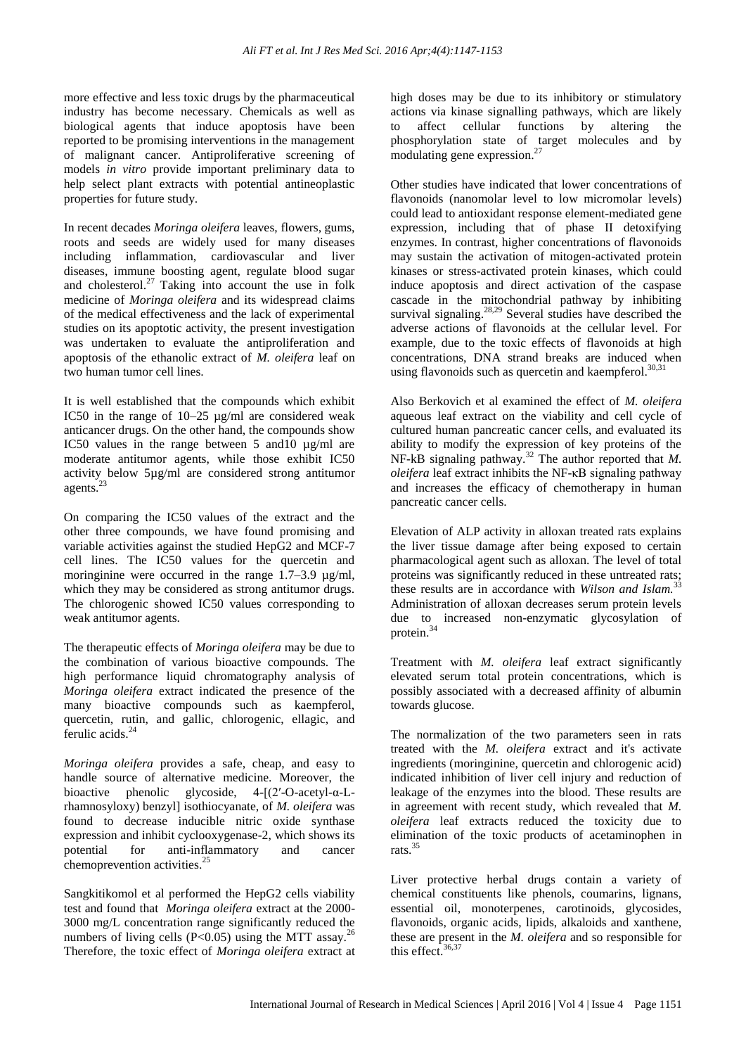more effective and less toxic drugs by the pharmaceutical industry has become necessary. Chemicals as well as biological agents that induce apoptosis have been reported to be promising interventions in the management of malignant cancer. Antiproliferative screening of models *in vitro* provide important preliminary data to help select plant extracts with potential antineoplastic properties for future study.

In recent decades *Moringa oleifera* leaves, flowers, gums, roots and seeds are widely used for many diseases including inflammation, cardiovascular and liver diseases, immune boosting agent, regulate blood sugar and cholesterol.[27] Taking into account the use in folk medicine of *Moringa oleifera* and its widespread claims of the medical effectiveness and the lack of experimental studies on its apoptotic activity, the present investigation was undertaken to evaluate the antiproliferation and apoptosis of the ethanolic extract of *M. oleifera* leaf on two human tumor cell lines.

It is well established that the compounds which exhibit IC50 in the range of 10–25 µg/ml are considered weak anticancer drugs. On the other hand, the compounds show IC50 values in the range between 5 and10 µg/ml are moderate antitumor agents, while those exhibit IC50 activity below 5µg/ml are considered strong antitumor agents.[23]

On comparing the IC50 values of the extract and the other three compounds, we have found promising and variable activities against the studied HepG2 and MCF-7 cell lines. The IC50 values for the quercetin and moringinine were occurred in the range 1.7–3.9 µg/ml, which they may be considered as strong antitumor drugs. The chlorogenic showed IC50 values corresponding to weak antitumor agents.

The therapeutic effects of *Moringa oleifera* may be due to the combination of various bioactive compounds. The high performance liquid chromatography analysis of *Moringa oleifera* extract indicated the presence of the many bioactive compounds such as kaempferol, quercetin, rutin, and gallic, chlorogenic, ellagic, and ferulic acids.[24]

*Moringa oleifera* provides a safe, cheap, and easy to handle source of alternative medicine. Moreover, the bioactive phenolic glycoside, 4-[(2′-O-acetyl-α-L-rhamnosyloxy) benzyl] isothiocyanate, of *M. oleifera* was found to decrease inducible nitric oxide synthase expression and inhibit cyclooxygenase-2, which shows its potential for anti-inflammatory and cancer chemoprevention activities.[25]

Sangkitikomol et al performed the HepG2 cells viability test and found that *Moringa oleifera* extract at the 2000-3000 mg/L concentration range significantly reduced the numbers of living cells ($P<0.05$) using the MTT assay.[26] Therefore, the toxic effect of *Moringa oleifera* extract at high doses may be due to its inhibitory or stimulatory actions via kinase signalling pathways, which are likely to affect cellular functions by altering the phosphorylation state of target molecules and by modulating gene expression.[27]

Other studies have indicated that lower concentrations of flavonoids (nanomolar level to low micromolar levels) could lead to antioxidant response element-mediated gene expression, including that of phase II detoxifying enzymes. In contrast, higher concentrations of flavonoids may sustain the activation of mitogen-activated protein kinases or stress-activated protein kinases, which could induce apoptosis and direct activation of the caspase cascade in the mitochondrial pathway by inhibiting survival signaling.[28,29] Several studies have described the adverse actions of flavonoids at the cellular level. For example, due to the toxic effects of flavonoids at high concentrations, DNA strand breaks are induced when using flavonoids such as quercetin and kaempferol.[30,31]

Also Berkovich et al examined the effect of *M. oleifera* aqueous leaf extract on the viability and cell cycle of cultured human pancreatic cancer cells, and evaluated its ability to modify the expression of key proteins of the NF-kB signaling pathway.[32] The author reported that *M. oleifera* leaf extract inhibits the NF-κB signaling pathway and increases the efficacy of chemotherapy in human pancreatic cancer cells.

Elevation of ALP activity in alloxan treated rats explains the liver tissue damage after being exposed to certain pharmacological agent such as alloxan. The level of total proteins was significantly reduced in these untreated rats; these results are in accordance with *Wilson and Islam.*[33] Administration of alloxan decreases serum protein levels due to increased non-enzymatic glycosylation of protein.[34]

Treatment with *M. oleifera* leaf extract significantly elevated serum total protein concentrations, which is possibly associated with a decreased affinity of albumin towards glucose.

The normalization of the two parameters seen in rats treated with the *M. oleifera* extract and it's activate ingredients (moringinine, quercetin and chlorogenic acid) indicated inhibition of liver cell injury and reduction of leakage of the enzymes into the blood. These results are in agreement with recent study, which revealed that *M. oleifera* leaf extracts reduced the toxicity due to elimination of the toxic products of acetaminophen in rats.[35]

Liver protective herbal drugs contain a variety of chemical constituents like phenols, coumarins, lignans, essential oil, monoterpenes, carotinoids, glycosides, flavonoids, organic acids, lipids, alkaloids and xanthene, these are present in the *M. oleifera* and so responsible for this effect.[36,37]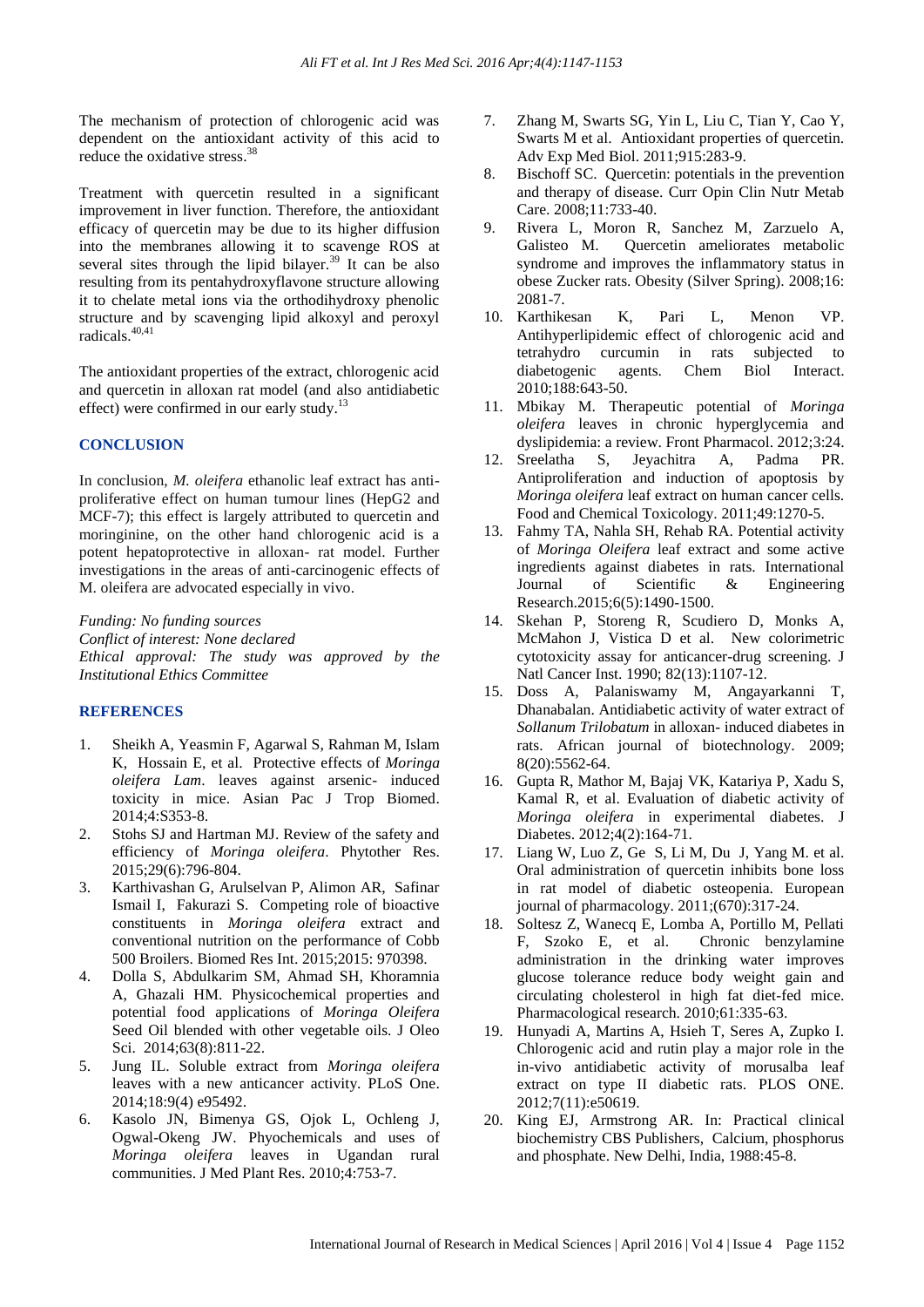The mechanism of protection of chlorogenic acid was dependent on the antioxidant activity of this acid to reduce the oxidative stress.[38]

Treatment with quercetin resulted in a significant improvement in liver function. Therefore, the antioxidant efficacy of quercetin may be due to its higher diffusion into the membranes allowing it to scavenge ROS at several sites through the lipid bilayer.[39] It can be also resulting from its pentahydroxyflavone structure allowing it to chelate metal ions via the orthodihydroxy phenolic structure and by scavenging lipid alkoxyl and peroxyl radicals.[40,41]

The antioxidant properties of the extract, chlorogenic acid and quercetin in alloxan rat model (and also antidiabetic effect) were confirmed in our early study.[13]

## CONCLUSION

In conclusion, *M. oleifera* ethanolic leaf extract has anti-proliferative effect on human tumour lines (HepG2 and MCF-7); this effect is largely attributed to quercetin and moringinine, on the other hand chlorogenic acid is a potent hepatoprotective in alloxan- rat model. Further investigations in the areas of anti-carcinogenic effects of M. oleifera are advocated especially in vivo.

*Funding: No funding sources*
*Conflict of interest: None declared*
*Ethical approval: The study was approved by the Institutional Ethics Committee*

## REFERENCES

1. Sheikh A, Yeasmin F, Agarwal S, Rahman M, Islam K, Hossain E, et al. Protective effects of *Moringa oleifera Lam*. leaves against arsenic- induced toxicity in mice. Asian Pac J Trop Biomed. 2014;4:S353-8.
2. Stohs SJ and Hartman MJ. Review of the safety and efficiency of *Moringa oleifera*. Phytother Res. 2015;29(6):796-804.
3. Karthivashan G, Arulselvan P, Alimon AR, Safinar Ismail I, Fakurazi S. Competing role of bioactive constituents in *Moringa oleifera* extract and conventional nutrition on the performance of Cobb 500 Broilers. Biomed Res Int. 2015;2015: 970398.
4. Dolla S, Abdulkarim SM, Ahmad SH, Khoramnia A, Ghazali HM. Physicochemical properties and potential food applications of *Moringa Oleifera* Seed Oil blended with other vegetable oils. J Oleo Sci. 2014;63(8):811-22.
5. Jung IL. Soluble extract from *Moringa oleifera* leaves with a new anticancer activity. PLoS One. 2014;18:9(4) e95492.
6. Kasolo JN, Bimenya GS, Ojok L, Ochleng J, Ogwal-Okeng JW. Phyochemicals and uses of *Moringa oleifera* leaves in Ugandan rural communities. J Med Plant Res. 2010;4:753-7.
7. Zhang M, Swarts SG, Yin L, Liu C, Tian Y, Cao Y, Swarts M et al. Antioxidant properties of quercetin. Adv Exp Med Biol. 2011;915:283-9.
8. Bischoff SC. Quercetin: potentials in the prevention and therapy of disease. Curr Opin Clin Nutr Metab Care. 2008;11:733-40.
9. Rivera L, Moron R, Sanchez M, Zarzuelo A, Galisteo M. Quercetin ameliorates metabolic syndrome and improves the inflammatory status in obese Zucker rats. Obesity (Silver Spring). 2008;16: 2081-7.
10. Karthikesan K, Pari L, Menon VP. Antihyperlipidemic effect of chlorogenic acid and tetrahydro curcumin in rats subjected to diabetogenic agents. Chem Biol Interact. 2010;188:643-50.
11. Mbikay M. Therapeutic potential of *Moringa oleifera* leaves in chronic hyperglycemia and dyslipidemia: a review. Front Pharmacol. 2012;3:24.
12. Sreelatha S, Jeyachitra A, Padma PR. Antiproliferation and induction of apoptosis by *Moringa oleifera* leaf extract on human cancer cells. Food and Chemical Toxicology. 2011;49:1270-5.
13. Fahmy TA, Nahla SH, Rehab RA. Potential activity of *Moringa Oleifera* leaf extract and some active ingredients against diabetes in rats. International Journal of Scientific & Engineering Research.2015;6(5):1490-1500.
14. Skehan P, Storeng R, Scudiero D, Monks A, McMahon J, Vistica D et al. New colorimetric cytotoxicity assay for anticancer-drug screening. J Natl Cancer Inst. 1990; 82(13):1107-12.
15. Doss A, Palaniswamy M, Angayarkanni T, Dhanabalan. Antidiabetic activity of water extract of *Sollanum Trilobatum* in alloxan- induced diabetes in rats. African journal of biotechnology. 2009; 8(20):5562-64.
16. Gupta R, Mathor M, Bajaj VK, Katariya P, Xadu S, Kamal R, et al. Evaluation of diabetic activity of *Moringa oleifera* in experimental diabetes. J Diabetes. 2012;4(2):164-71.
17. Liang W, Luo Z, Ge S, Li M, Du J, Yang M. et al. Oral administration of quercetin inhibits bone loss in rat model of diabetic osteopenia. European journal of pharmacology. 2011;(670):317-24.
18. Soltesz Z, Wanecq E, Lomba A, Portillo M, Pellati F, Szoko E, et al. Chronic benzylamine administration in the drinking water improves glucose tolerance reduce body weight gain and circulating cholesterol in high fat diet-fed mice. Pharmacological research. 2010;61:335-63.
19. Hunyadi A, Martins A, Hsieh T, Seres A, Zupko I. Chlorogenic acid and rutin play a major role in the in-vivo antidiabetic activity of morusalba leaf extract on type II diabetic rats. PLOS ONE. 2012;7(11):e50619.
20. King EJ, Armstrong AR. In: Practical clinical biochemistry CBS Publishers, Calcium, phosphorus and phosphate. New Delhi, India, 1988:45-8.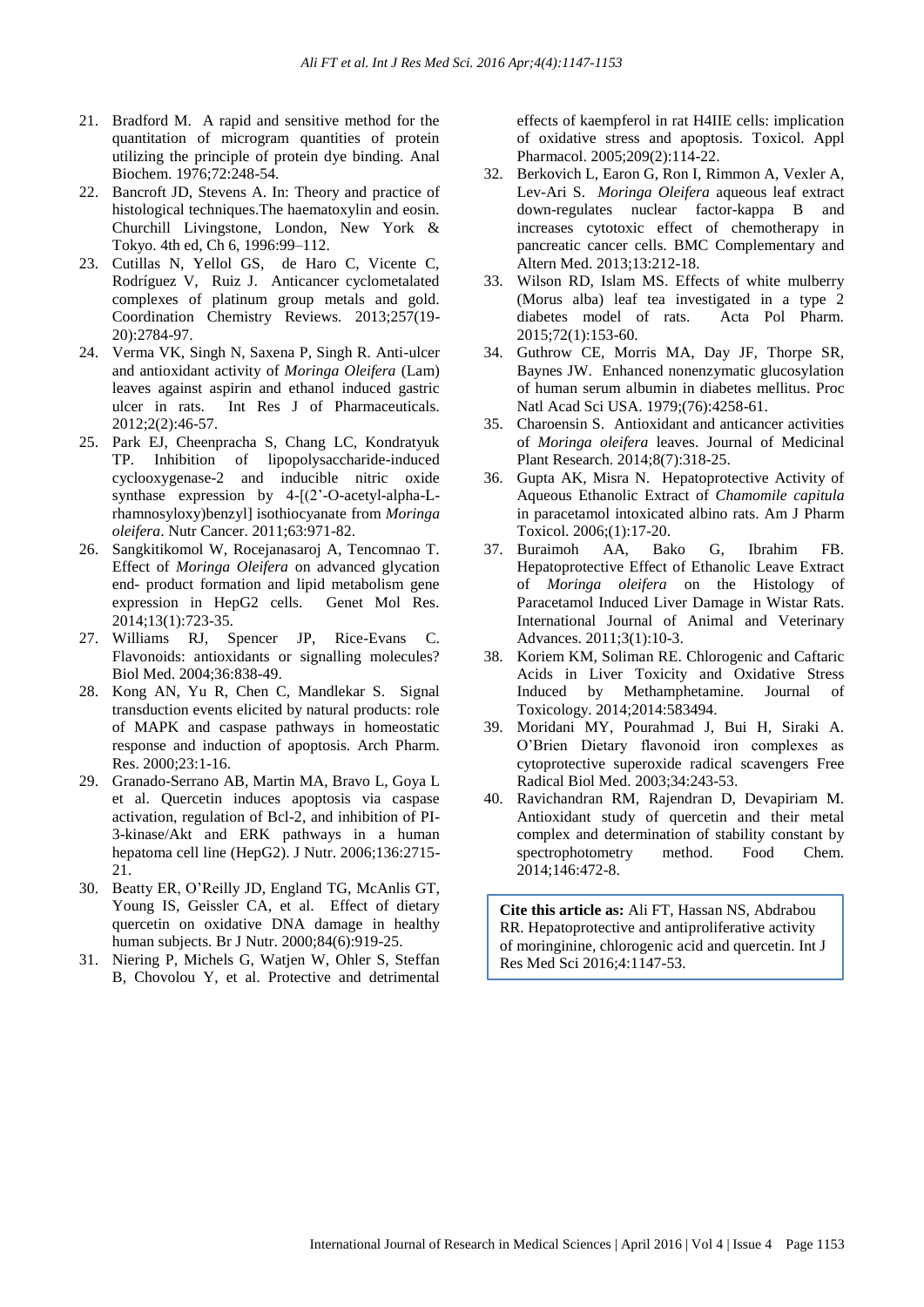21. Bradford M. A rapid and sensitive method for the quantitation of microgram quantities of protein utilizing the principle of protein dye binding. Anal Biochem. 1976;72:248-54.
22. Bancroft JD, Stevens A. In: Theory and practice of histological techniques.The haematoxylin and eosin. Churchill Livingstone, London, New York & Tokyo. 4th ed, Ch 6, 1996:99–112.
23. Cutillas N, Yellol GS, de Haro C, Vicente C, Rodríguez V, Ruiz J. Anticancer cyclometalated complexes of platinum group metals and gold. Coordination Chemistry Reviews. 2013;257(19-20):2784-97.
24. Verma VK, Singh N, Saxena P, Singh R. Anti-ulcer and antioxidant activity of *Moringa Oleifera* (Lam) leaves against aspirin and ethanol induced gastric ulcer in rats. Int Res J of Pharmaceuticals. 2012;2(2):46-57.
25. Park EJ, Cheenpracha S, Chang LC, Kondratyuk TP. Inhibition of lipopolysaccharide-induced cyclooxygenase-2 and inducible nitric oxide synthase expression by 4-[(2'-O-acetyl-alpha-L-rhamnosyloxy)benzyl] isothiocyanate from *Moringa oleifera*. Nutr Cancer. 2011;63:971-82.
26. Sangkitikomol W, Rocejanasaroj A, Tencomnao T. Effect of *Moringa Oleifera* on advanced glycation end- product formation and lipid metabolism gene expression in HepG2 cells. Genet Mol Res. 2014;13(1):723-35.
27. Williams RJ, Spencer JP, Rice-Evans C. Flavonoids: antioxidants or signalling molecules? Biol Med. 2004;36:838-49.
28. Kong AN, Yu R, Chen C, Mandlekar S. Signal transduction events elicited by natural products: role of MAPK and caspase pathways in homeostatic response and induction of apoptosis. Arch Pharm. Res. 2000;23:1-16.
29. Granado-Serrano AB, Martin MA, Bravo L, Goya L et al. Quercetin induces apoptosis via caspase activation, regulation of Bcl-2, and inhibition of PI-3-kinase/Akt and ERK pathways in a human hepatoma cell line (HepG2). J Nutr. 2006;136:2715-21.
30. Beatty ER, O'Reilly JD, England TG, McAnlis GT, Young IS, Geissler CA, et al. Effect of dietary quercetin on oxidative DNA damage in healthy human subjects. Br J Nutr. 2000;84(6):919-25.
31. Niering P, Michels G, Watjen W, Ohler S, Steffan B, Chovolou Y, et al. Protective and detrimental effects of kaempferol in rat H4IIE cells: implication of oxidative stress and apoptosis. Toxicol. Appl Pharmacol. 2005;209(2):114-22.
32. Berkovich L, Earon G, Ron I, Rimmon A, Vexler A, Lev-Ari S. *Moringa Oleifera* aqueous leaf extract down-regulates nuclear factor-kappa B and increases cytotoxic effect of chemotherapy in pancreatic cancer cells. BMC Complementary and Altern Med. 2013;13:212-18.
33. Wilson RD, Islam MS. Effects of white mulberry (Morus alba) leaf tea investigated in a type 2 diabetes model of rats. Acta Pol Pharm. 2015;72(1):153-60.
34. Guthrow CE, Morris MA, Day JF, Thorpe SR, Baynes JW. Enhanced nonenzymatic glucosylation of human serum albumin in diabetes mellitus. Proc Natl Acad Sci USA. 1979;(76):4258-61.
35. Charoensin S. Antioxidant and anticancer activities of *Moringa oleifera* leaves. Journal of Medicinal Plant Research. 2014;8(7):318-25.
36. Gupta AK, Misra N. Hepatoprotective Activity of Aqueous Ethanolic Extract of *Chamomile capitula* in paracetamol intoxicated albino rats. Am J Pharm Toxicol. 2006;(1):17-20.
37. Buraimoh AA, Bako G, Ibrahim FB. Hepatoprotective Effect of Ethanolic Leave Extract of *Moringa oleifera* on the Histology of Paracetamol Induced Liver Damage in Wistar Rats. International Journal of Animal and Veterinary Advances. 2011;3(1):10-3.
38. Koriem KM, Soliman RE. Chlorogenic and Caftaric Acids in Liver Toxicity and Oxidative Stress Induced by Methamphetamine. Journal of Toxicology. 2014;2014:583494.
39. Moridani MY, Pourahmad J, Bui H, Siraki A. O'Brien Dietary flavonoid iron complexes as cytoprotective superoxide radical scavengers Free Radical Biol Med. 2003;34:243-53.
40. Ravichandran RM, Rajendran D, Devapiriam M. Antioxidant study of quercetin and their metal complex and determination of stability constant by spectrophotometry method. Food Chem. 2014;146:472-8.

**Cite this article as:** Ali FT, Hassan NS, Abdrabou RR. Hepatoprotective and antiproliferative activity of moringinine, chlorogenic acid and quercetin. Int J Res Med Sci 2016;4:1147-53.